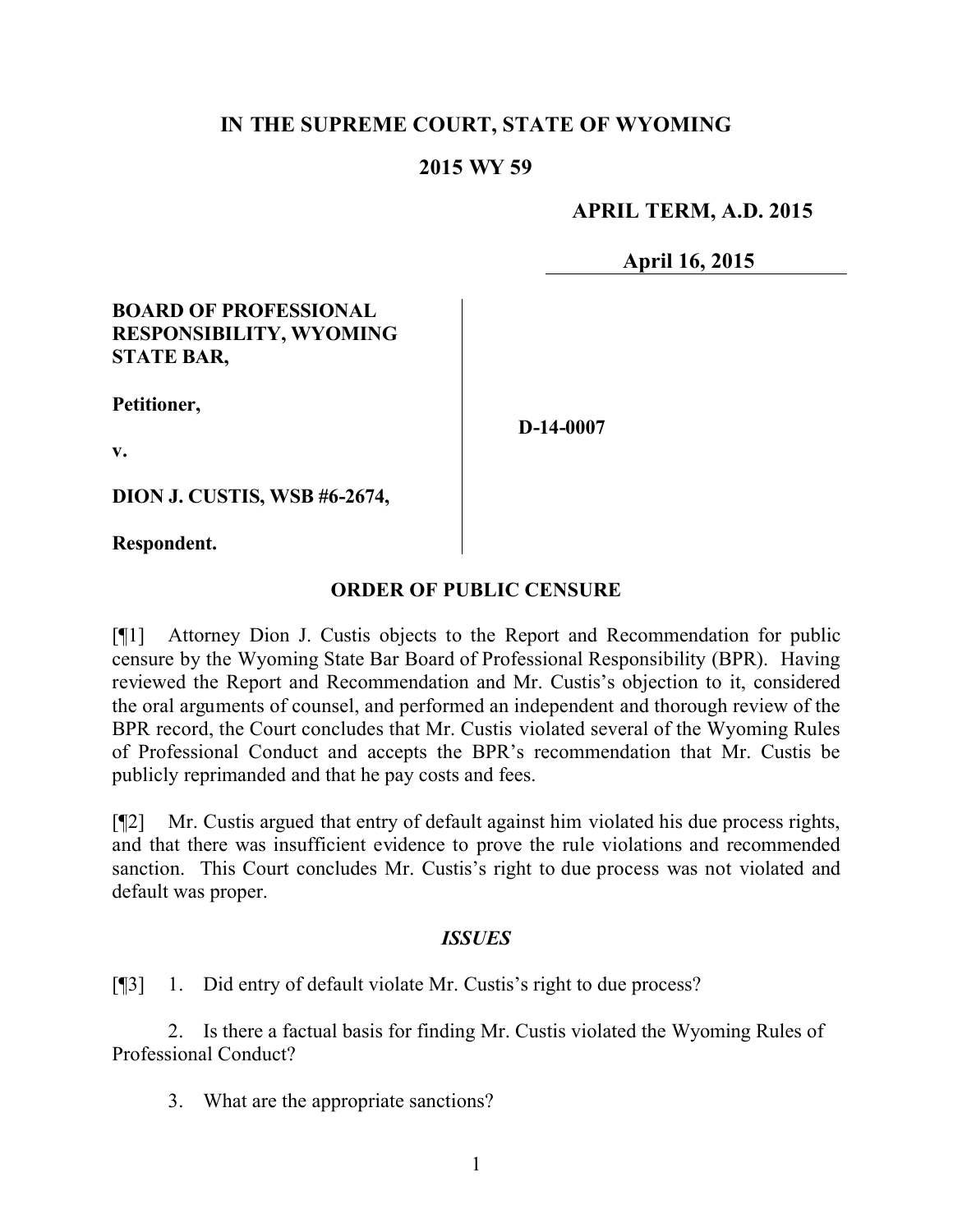# IN THE SUPREME COURT, STATE OF WYOMING

## 2015 WY 59

**APRIL TERM, A.D. 2015**

**April 16, 2015**

**BOARD OF PROFESSIONAL RESPONSIBILITY, WYOMING STATE BAR,**

**Petitioner,**

**v.**

**DION J. CUSTIS, WSB #6-2674,**

**Respondent.**

**D-14-0007**

## ORDER OF PUBLIC CENSURE

[¶1] Attorney Dion J. Custis objects to the Report and Recommendation for public censure by the Wyoming State Bar Board of Professional Responsibility (BPR). Having reviewed the Report and Recommendation and Mr. Custis's objection to it, considered the oral arguments of counsel, and performed an independent and thorough review of the BPR record, the Court concludes that Mr. Custis violated several of the Wyoming Rules of Professional Conduct and accepts the BPR's recommendation that Mr. Custis be publicly reprimanded and that he pay costs and fees.

[¶2] Mr. Custis argued that entry of default against him violated his due process rights, and that there was insufficient evidence to prove the rule violations and recommended sanction. This Court concludes Mr. Custis's right to due process was not violated and default was proper.

### *ISSUES*

[¶3] 1. Did entry of default violate Mr. Custis's right to due process?

2. Is there a factual basis for finding Mr. Custis violated the Wyoming Rules of Professional Conduct?

3. What are the appropriate sanctions?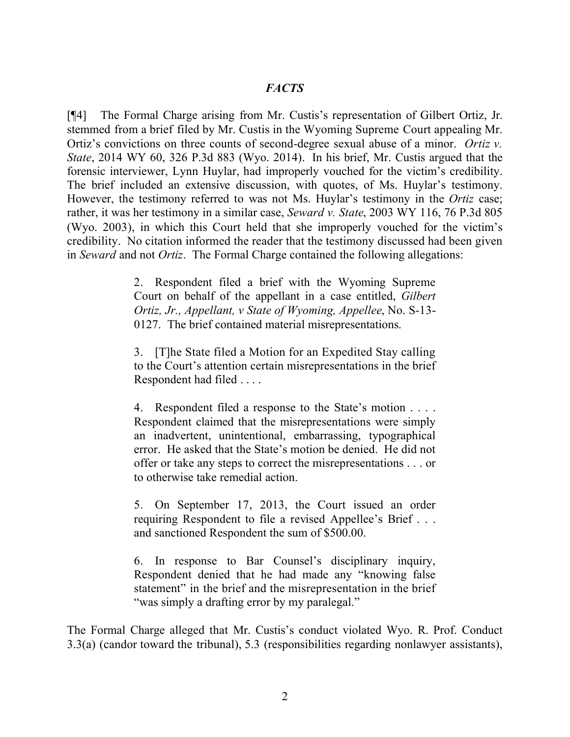## *FACTS*

[¶4] The Formal Charge arising from Mr. Custis's representation of Gilbert Ortiz, Jr. stemmed from a brief filed by Mr. Custis in the Wyoming Supreme Court appealing Mr. Ortiz's convictions on three counts of second-degree sexual abuse of a minor. *Ortiz v. State*, 2014 WY 60, 326 P.3d 883 (Wyo. 2014). In his brief, Mr. Custis argued that the forensic interviewer, Lynn Huylar, had improperly vouched for the victim's credibility. The brief included an extensive discussion, with quotes, of Ms. Huylar's testimony. However, the testimony referred to was not Ms. Huylar's testimony in the *Ortiz* case; rather, it was her testimony in a similar case, *Seward v. State*, 2003 WY 116, 76 P.3d 805 (Wyo. 2003), in which this Court held that she improperly vouched for the victim's credibility. No citation informed the reader that the testimony discussed had been given in *Seward* and not *Ortiz*. The Formal Charge contained the following allegations:

> 2. Respondent filed a brief with the Wyoming Supreme Court on behalf of the appellant in a case entitled, *Gilbert Ortiz, Jr., Appellant, v State of Wyoming, Appellee*, No. S-13-0127. The brief contained material misrepresentations.
>
> 3. [T]he State filed a Motion for an Expedited Stay calling to the Court's attention certain misrepresentations in the brief Respondent had filed . . . .
>
> 4. Respondent filed a response to the State's motion . . . . Respondent claimed that the misrepresentations were simply an inadvertent, unintentional, embarrassing, typographical error. He asked that the State's motion be denied. He did not offer or take any steps to correct the misrepresentations . . . or to otherwise take remedial action.
>
> 5. On September 17, 2013, the Court issued an order requiring Respondent to file a revised Appellee's Brief . . . and sanctioned Respondent the sum of $500.00.
>
> 6. In response to Bar Counsel's disciplinary inquiry, Respondent denied that he had made any "knowing false statement" in the brief and the misrepresentation in the brief "was simply a drafting error by my paralegal."

The Formal Charge alleged that Mr. Custis's conduct violated Wyo. R. Prof. Conduct 3.3(a) (candor toward the tribunal), 5.3 (responsibilities regarding nonlawyer assistants),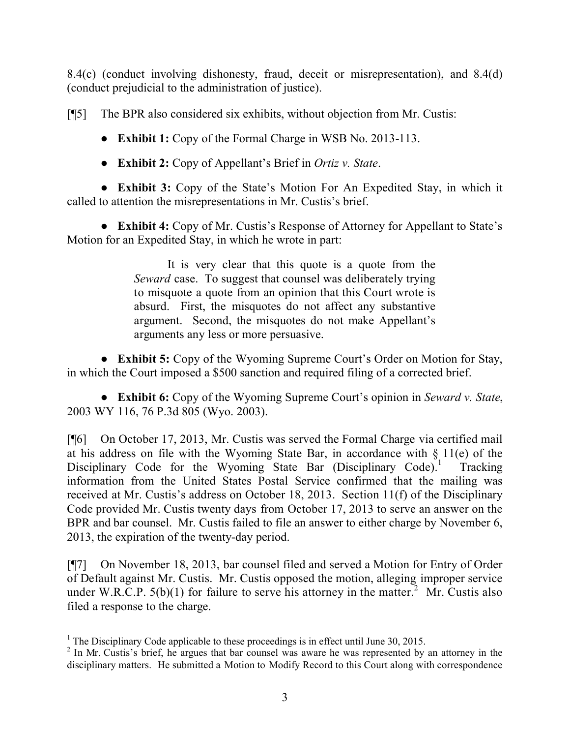8.4(c) (conduct involving dishonesty, fraud, deceit or misrepresentation), and 8.4(d) (conduct prejudicial to the administration of justice).

[¶5] The BPR also considered six exhibits, without objection from Mr. Custis:

- **Exhibit 1:** Copy of the Formal Charge in WSB No. 2013-113.

- **Exhibit 2:** Copy of Appellant's Brief in *Ortiz v. State*.

- **Exhibit 3:** Copy of the State's Motion For An Expedited Stay, in which it called to attention the misrepresentations in Mr. Custis's brief.

- **Exhibit 4:** Copy of Mr. Custis's Response of Attorney for Appellant to State's Motion for an Expedited Stay, in which he wrote in part:

> It is very clear that this quote is a quote from the *Seward* case. To suggest that counsel was deliberately trying to misquote a quote from an opinion that this Court wrote is absurd. First, the misquotes do not affect any substantive argument. Second, the misquotes do not make Appellant's arguments any less or more persuasive.

- **Exhibit 5:** Copy of the Wyoming Supreme Court's Order on Motion for Stay, in which the Court imposed a $500 sanction and required filing of a corrected brief.

- **Exhibit 6:** Copy of the Wyoming Supreme Court's opinion in *Seward v. State*, 2003 WY 116, 76 P.3d 805 (Wyo. 2003).

[¶6] On October 17, 2013, Mr. Custis was served the Formal Charge via certified mail at his address on file with the Wyoming State Bar, in accordance with § 11(e) of the Disciplinary Code for the Wyoming State Bar (Disciplinary Code).[1] Tracking information from the United States Postal Service confirmed that the mailing was received at Mr. Custis's address on October 18, 2013. Section 11(f) of the Disciplinary Code provided Mr. Custis twenty days from October 17, 2013 to serve an answer on the BPR and bar counsel. Mr. Custis failed to file an answer to either charge by November 6, 2013, the expiration of the twenty-day period.

[¶7] On November 18, 2013, bar counsel filed and served a Motion for Entry of Order of Default against Mr. Custis. Mr. Custis opposed the motion, alleging improper service under W.R.C.P. 5(b)(1) for failure to serve his attorney in the matter.[2] Mr. Custis also filed a response to the charge.

---

[1] The Disciplinary Code applicable to these proceedings is in effect until June 30, 2015.

[2] In Mr. Custis's brief, he argues that bar counsel was aware he was represented by an attorney in the disciplinary matters. He submitted a Motion to Modify Record to this Court along with correspondence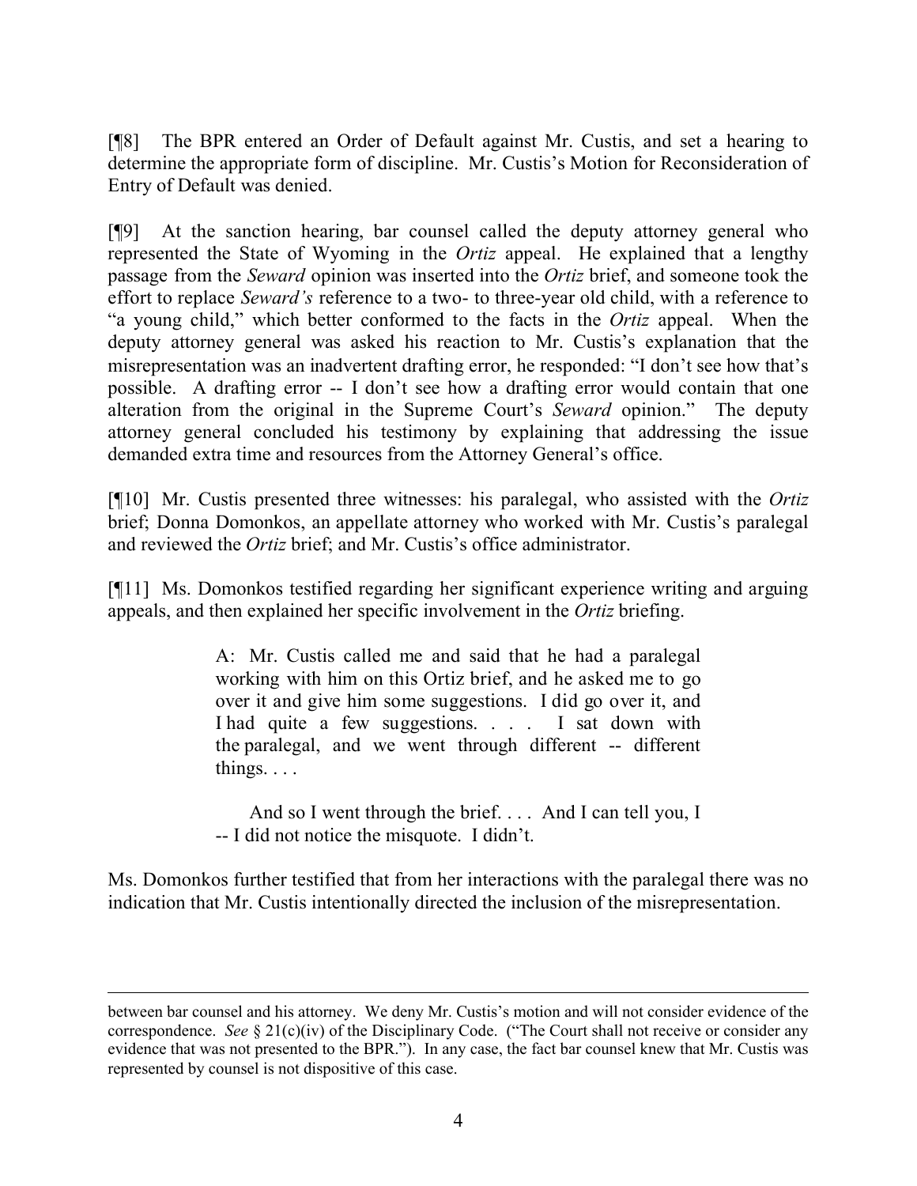[¶8] The BPR entered an Order of Default against Mr. Custis, and set a hearing to determine the appropriate form of discipline. Mr. Custis's Motion for Reconsideration of Entry of Default was denied.

[¶9] At the sanction hearing, bar counsel called the deputy attorney general who represented the State of Wyoming in the *Ortiz* appeal. He explained that a lengthy passage from the *Seward* opinion was inserted into the *Ortiz* brief, and someone took the effort to replace *Seward's* reference to a two- to three-year old child, with a reference to "a young child," which better conformed to the facts in the *Ortiz* appeal. When the deputy attorney general was asked his reaction to Mr. Custis's explanation that the misrepresentation was an inadvertent drafting error, he responded: "I don't see how that's possible. A drafting error -- I don't see how a drafting error would contain that one alteration from the original in the Supreme Court's *Seward* opinion." The deputy attorney general concluded his testimony by explaining that addressing the issue demanded extra time and resources from the Attorney General's office.

[¶10] Mr. Custis presented three witnesses: his paralegal, who assisted with the *Ortiz* brief; Donna Domonkos, an appellate attorney who worked with Mr. Custis's paralegal and reviewed the *Ortiz* brief; and Mr. Custis's office administrator.

[¶11] Ms. Domonkos testified regarding her significant experience writing and arguing appeals, and then explained her specific involvement in the *Ortiz* briefing.

> A: Mr. Custis called me and said that he had a paralegal working with him on this Ortiz brief, and he asked me to go over it and give him some suggestions. I did go over it, and I had quite a few suggestions. . . . I sat down with the paralegal, and we went through different -- different things. . . .
>
> And so I went through the brief. . . . And I can tell you, I -- I did not notice the misquote. I didn't.

Ms. Domonkos further testified that from her interactions with the paralegal there was no indication that Mr. Custis intentionally directed the inclusion of the misrepresentation.

---

between bar counsel and his attorney. We deny Mr. Custis's motion and will not consider evidence of the correspondence. *See* § 21(c)(iv) of the Disciplinary Code. ("The Court shall not receive or consider any evidence that was not presented to the BPR."). In any case, the fact bar counsel knew that Mr. Custis was represented by counsel is not dispositive of this case.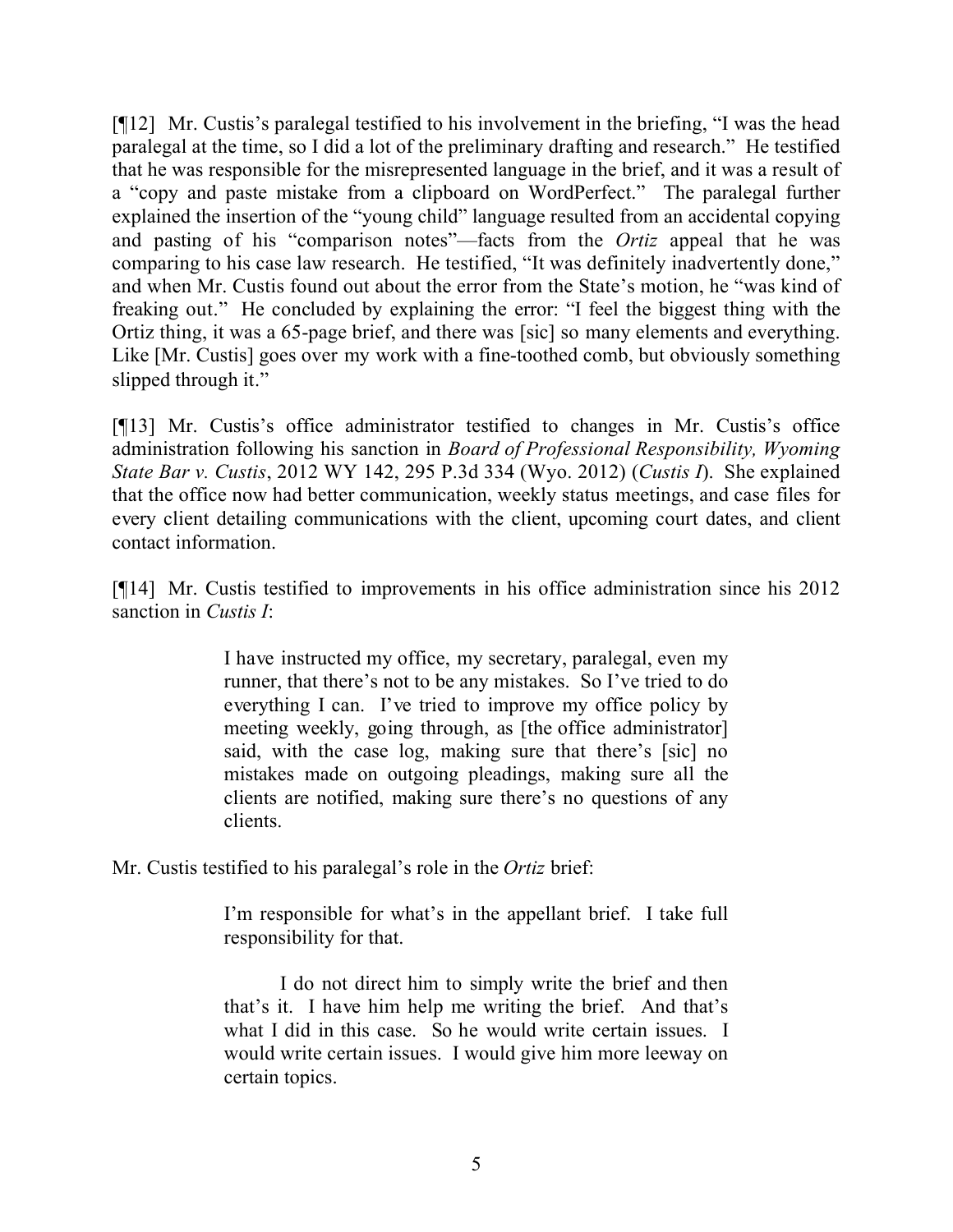[¶12] Mr. Custis's paralegal testified to his involvement in the briefing, "I was the head paralegal at the time, so I did a lot of the preliminary drafting and research." He testified that he was responsible for the misrepresented language in the brief, and it was a result of a "copy and paste mistake from a clipboard on WordPerfect." The paralegal further explained the insertion of the "young child" language resulted from an accidental copying and pasting of his "comparison notes"—facts from the *Ortiz* appeal that he was comparing to his case law research. He testified, "It was definitely inadvertently done," and when Mr. Custis found out about the error from the State's motion, he "was kind of freaking out." He concluded by explaining the error: "I feel the biggest thing with the Ortiz thing, it was a 65-page brief, and there was [sic] so many elements and everything. Like [Mr. Custis] goes over my work with a fine-toothed comb, but obviously something slipped through it."

[¶13] Mr. Custis's office administrator testified to changes in Mr. Custis's office administration following his sanction in *Board of Professional Responsibility, Wyoming State Bar v. Custis*, 2012 WY 142, 295 P.3d 334 (Wyo. 2012) (*Custis I*). She explained that the office now had better communication, weekly status meetings, and case files for every client detailing communications with the client, upcoming court dates, and client contact information.

[¶14] Mr. Custis testified to improvements in his office administration since his 2012 sanction in *Custis I*:

> I have instructed my office, my secretary, paralegal, even my runner, that there's not to be any mistakes. So I've tried to do everything I can. I've tried to improve my office policy by meeting weekly, going through, as [the office administrator] said, with the case log, making sure that there's [sic] no mistakes made on outgoing pleadings, making sure all the clients are notified, making sure there's no questions of any clients.

Mr. Custis testified to his paralegal's role in the *Ortiz* brief:

> I'm responsible for what's in the appellant brief. I take full responsibility for that.
>
> I do not direct him to simply write the brief and then that's it. I have him help me writing the brief. And that's what I did in this case. So he would write certain issues. I would write certain issues. I would give him more leeway on certain topics.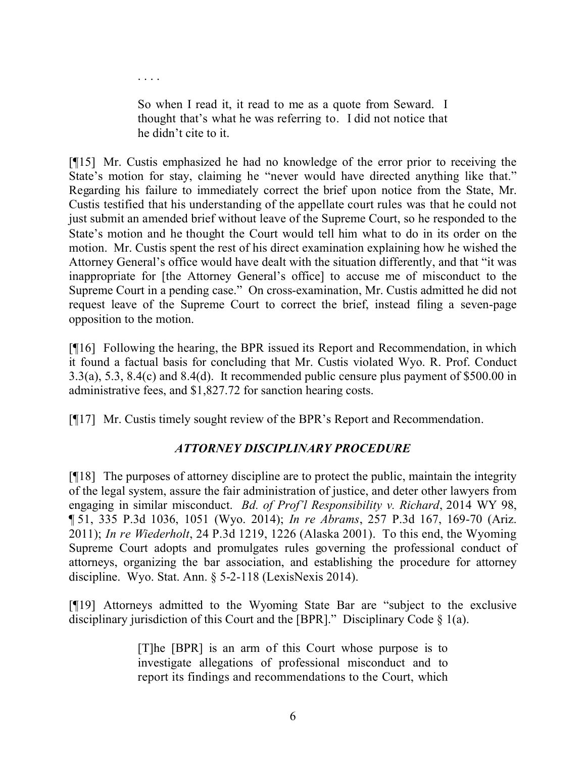> . . . .
>
> So when I read it, it read to me as a quote from Seward. I thought that's what he was referring to. I did not notice that he didn't cite to it.

[¶15] Mr. Custis emphasized he had no knowledge of the error prior to receiving the State's motion for stay, claiming he "never would have directed anything like that." Regarding his failure to immediately correct the brief upon notice from the State, Mr. Custis testified that his understanding of the appellate court rules was that he could not just submit an amended brief without leave of the Supreme Court, so he responded to the State's motion and he thought the Court would tell him what to do in its order on the motion. Mr. Custis spent the rest of his direct examination explaining how he wished the Attorney General's office would have dealt with the situation differently, and that "it was inappropriate for [the Attorney General's office] to accuse me of misconduct to the Supreme Court in a pending case." On cross-examination, Mr. Custis admitted he did not request leave of the Supreme Court to correct the brief, instead filing a seven-page opposition to the motion.

[¶16] Following the hearing, the BPR issued its Report and Recommendation, in which it found a factual basis for concluding that Mr. Custis violated Wyo. R. Prof. Conduct 3.3(a), 5.3, 8.4(c) and 8.4(d). It recommended public censure plus payment of $500.00 in administrative fees, and $1,827.72 for sanction hearing costs.

[¶17] Mr. Custis timely sought review of the BPR's Report and Recommendation.

## *ATTORNEY DISCIPLINARY PROCEDURE*

[¶18] The purposes of attorney discipline are to protect the public, maintain the integrity of the legal system, assure the fair administration of justice, and deter other lawyers from engaging in similar misconduct. *Bd. of Prof'l Responsibility v. Richard*, 2014 WY 98, ¶ 51, 335 P.3d 1036, 1051 (Wyo. 2014); *In re Abrams*, 257 P.3d 167, 169-70 (Ariz. 2011); *In re Wiederholt*, 24 P.3d 1219, 1226 (Alaska 2001). To this end, the Wyoming Supreme Court adopts and promulgates rules governing the professional conduct of attorneys, organizing the bar association, and establishing the procedure for attorney discipline. Wyo. Stat. Ann. § 5-2-118 (LexisNexis 2014).

[¶19] Attorneys admitted to the Wyoming State Bar are "subject to the exclusive disciplinary jurisdiction of this Court and the [BPR]." Disciplinary Code § 1(a).

> [T]he [BPR] is an arm of this Court whose purpose is to investigate allegations of professional misconduct and to report its findings and recommendations to the Court, which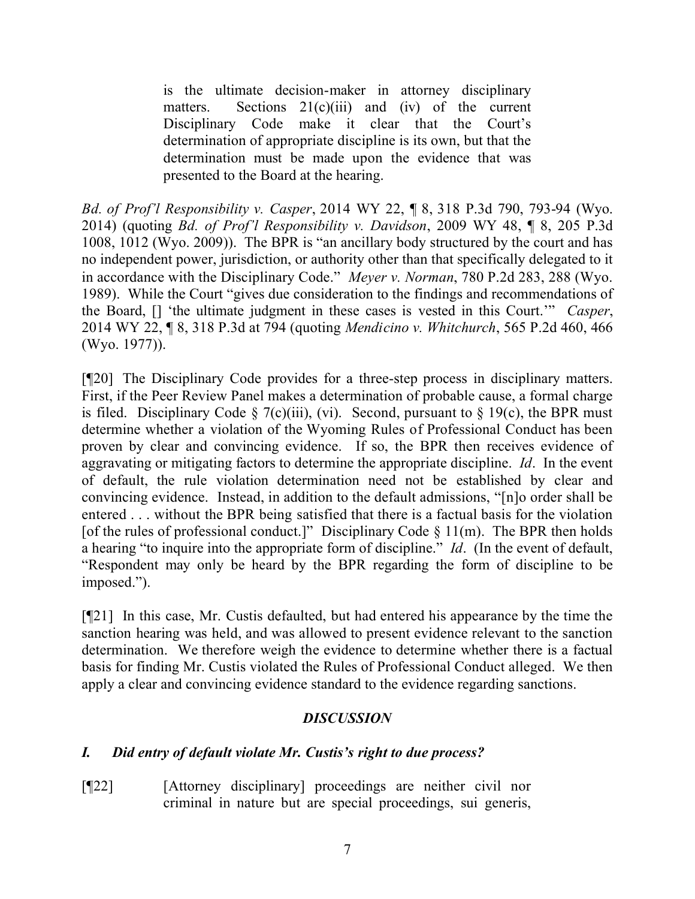> is the ultimate decision-maker in attorney disciplinary matters. Sections 21(c)(iii) and (iv) of the current Disciplinary Code make it clear that the Court's determination of appropriate discipline is its own, but that the determination must be made upon the evidence that was presented to the Board at the hearing.

*Bd. of Prof'l Responsibility v. Casper*, 2014 WY 22, ¶ 8, 318 P.3d 790, 793-94 (Wyo. 2014) (quoting *Bd. of Prof'l Responsibility v. Davidson*, 2009 WY 48, ¶ 8, 205 P.3d 1008, 1012 (Wyo. 2009)). The BPR is "an ancillary body structured by the court and has no independent power, jurisdiction, or authority other than that specifically delegated to it in accordance with the Disciplinary Code." *Meyer v. Norman*, 780 P.2d 283, 288 (Wyo. 1989). While the Court "gives due consideration to the findings and recommendations of the Board, [] 'the ultimate judgment in these cases is vested in this Court.'" *Casper*, 2014 WY 22, ¶ 8, 318 P.3d at 794 (quoting *Mendicino v. Whitchurch*, 565 P.2d 460, 466 (Wyo. 1977)).

[¶20] The Disciplinary Code provides for a three-step process in disciplinary matters. First, if the Peer Review Panel makes a determination of probable cause, a formal charge is filed. Disciplinary Code § 7(c)(iii), (vi). Second, pursuant to § 19(c), the BPR must determine whether a violation of the Wyoming Rules of Professional Conduct has been proven by clear and convincing evidence. If so, the BPR then receives evidence of aggravating or mitigating factors to determine the appropriate discipline. *Id*. In the event of default, the rule violation determination need not be established by clear and convincing evidence. Instead, in addition to the default admissions, "[n]o order shall be entered . . . without the BPR being satisfied that there is a factual basis for the violation [of the rules of professional conduct.]" Disciplinary Code § 11(m). The BPR then holds a hearing "to inquire into the appropriate form of discipline." *Id*. (In the event of default, "Respondent may only be heard by the BPR regarding the form of discipline to be imposed.").

[¶21] In this case, Mr. Custis defaulted, but had entered his appearance by the time the sanction hearing was held, and was allowed to present evidence relevant to the sanction determination. We therefore weigh the evidence to determine whether there is a factual basis for finding Mr. Custis violated the Rules of Professional Conduct alleged. We then apply a clear and convincing evidence standard to the evidence regarding sanctions.

## *DISCUSSION*

### *I. Did entry of default violate Mr. Custis's right to due process?*

[¶22] [Attorney disciplinary] proceedings are neither civil nor criminal in nature but are special proceedings, sui generis,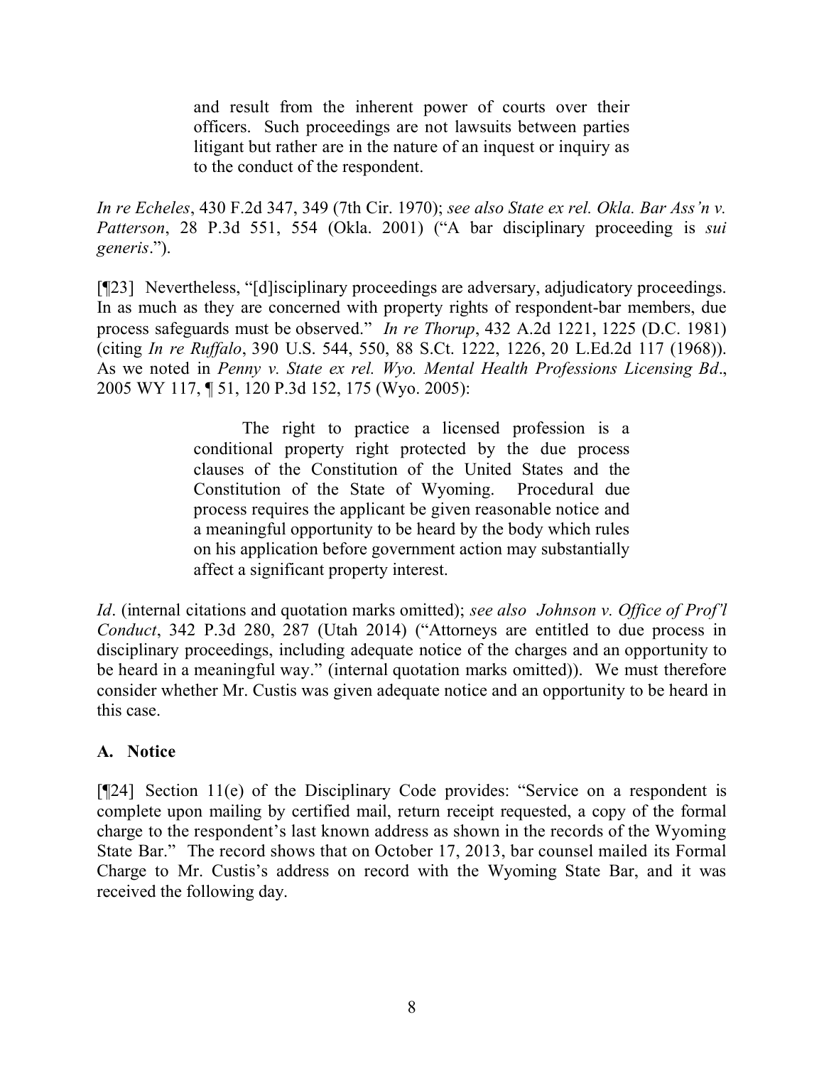> and result from the inherent power of courts over their officers. Such proceedings are not lawsuits between parties litigant but rather are in the nature of an inquest or inquiry as to the conduct of the respondent.

*In re Echeles*, 430 F.2d 347, 349 (7th Cir. 1970); *see also State ex rel. Okla. Bar Ass'n v. Patterson*, 28 P.3d 551, 554 (Okla. 2001) ("A bar disciplinary proceeding is *sui generis*.").

[¶23] Nevertheless, "[d]isciplinary proceedings are adversary, adjudicatory proceedings. In as much as they are concerned with property rights of respondent-bar members, due process safeguards must be observed." *In re Thorup*, 432 A.2d 1221, 1225 (D.C. 1981) (citing *In re Ruffalo*, 390 U.S. 544, 550, 88 S.Ct. 1222, 1226, 20 L.Ed.2d 117 (1968)). As we noted in *Penny v. State ex rel. Wyo. Mental Health Professions Licensing Bd*., 2005 WY 117, ¶ 51, 120 P.3d 152, 175 (Wyo. 2005):

> The right to practice a licensed profession is a conditional property right protected by the due process clauses of the Constitution of the United States and the Constitution of the State of Wyoming. Procedural due process requires the applicant be given reasonable notice and a meaningful opportunity to be heard by the body which rules on his application before government action may substantially affect a significant property interest.

*Id*. (internal citations and quotation marks omitted); *see also Johnson v. Office of Prof'l Conduct*, 342 P.3d 280, 287 (Utah 2014) ("Attorneys are entitled to due process in disciplinary proceedings, including adequate notice of the charges and an opportunity to be heard in a meaningful way." (internal quotation marks omitted)). We must therefore consider whether Mr. Custis was given adequate notice and an opportunity to be heard in this case.

## A. Notice

[¶24] Section 11(e) of the Disciplinary Code provides: "Service on a respondent is complete upon mailing by certified mail, return receipt requested, a copy of the formal charge to the respondent's last known address as shown in the records of the Wyoming State Bar." The record shows that on October 17, 2013, bar counsel mailed its Formal Charge to Mr. Custis's address on record with the Wyoming State Bar, and it was received the following day.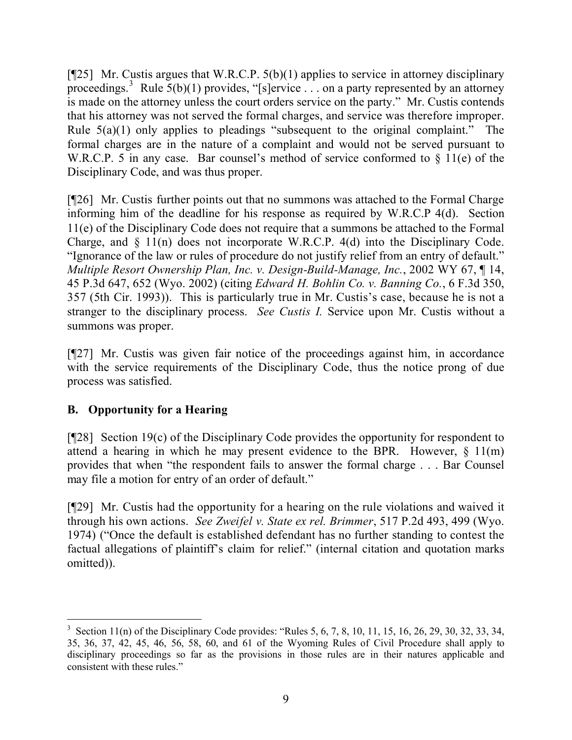[¶25] Mr. Custis argues that W.R.C.P. 5(b)(1) applies to service in attorney disciplinary proceedings.[3] Rule 5(b)(1) provides, "[s]ervice . . . on a party represented by an attorney is made on the attorney unless the court orders service on the party." Mr. Custis contends that his attorney was not served the formal charges, and service was therefore improper. Rule 5(a)(1) only applies to pleadings "subsequent to the original complaint." The formal charges are in the nature of a complaint and would not be served pursuant to W.R.C.P. 5 in any case. Bar counsel's method of service conformed to § 11(e) of the Disciplinary Code, and was thus proper.

[¶26] Mr. Custis further points out that no summons was attached to the Formal Charge informing him of the deadline for his response as required by W.R.C.P 4(d). Section 11(e) of the Disciplinary Code does not require that a summons be attached to the Formal Charge, and § 11(n) does not incorporate W.R.C.P. 4(d) into the Disciplinary Code. "Ignorance of the law or rules of procedure do not justify relief from an entry of default." *Multiple Resort Ownership Plan, Inc. v. Design-Build-Manage, Inc.*, 2002 WY 67, ¶ 14, 45 P.3d 647, 652 (Wyo. 2002) (citing *Edward H. Bohlin Co. v. Banning Co.*, 6 F.3d 350, 357 (5th Cir. 1993)). This is particularly true in Mr. Custis's case, because he is not a stranger to the disciplinary process. *See Custis I.* Service upon Mr. Custis without a summons was proper.

[¶27] Mr. Custis was given fair notice of the proceedings against him, in accordance with the service requirements of the Disciplinary Code, thus the notice prong of due process was satisfied.

## B. Opportunity for a Hearing

[¶28] Section 19(c) of the Disciplinary Code provides the opportunity for respondent to attend a hearing in which he may present evidence to the BPR. However, § 11(m) provides that when "the respondent fails to answer the formal charge . . . Bar Counsel may file a motion for entry of an order of default."

[¶29] Mr. Custis had the opportunity for a hearing on the rule violations and waived it through his own actions. *See Zweifel v. State ex rel. Brimmer*, 517 P.2d 493, 499 (Wyo. 1974) ("Once the default is established defendant has no further standing to contest the factual allegations of plaintiff's claim for relief." (internal citation and quotation marks omitted)).

---

[3] Section 11(n) of the Disciplinary Code provides: "Rules 5, 6, 7, 8, 10, 11, 15, 16, 26, 29, 30, 32, 33, 34, 35, 36, 37, 42, 45, 46, 56, 58, 60, and 61 of the Wyoming Rules of Civil Procedure shall apply to disciplinary proceedings so far as the provisions in those rules are in their natures applicable and consistent with these rules."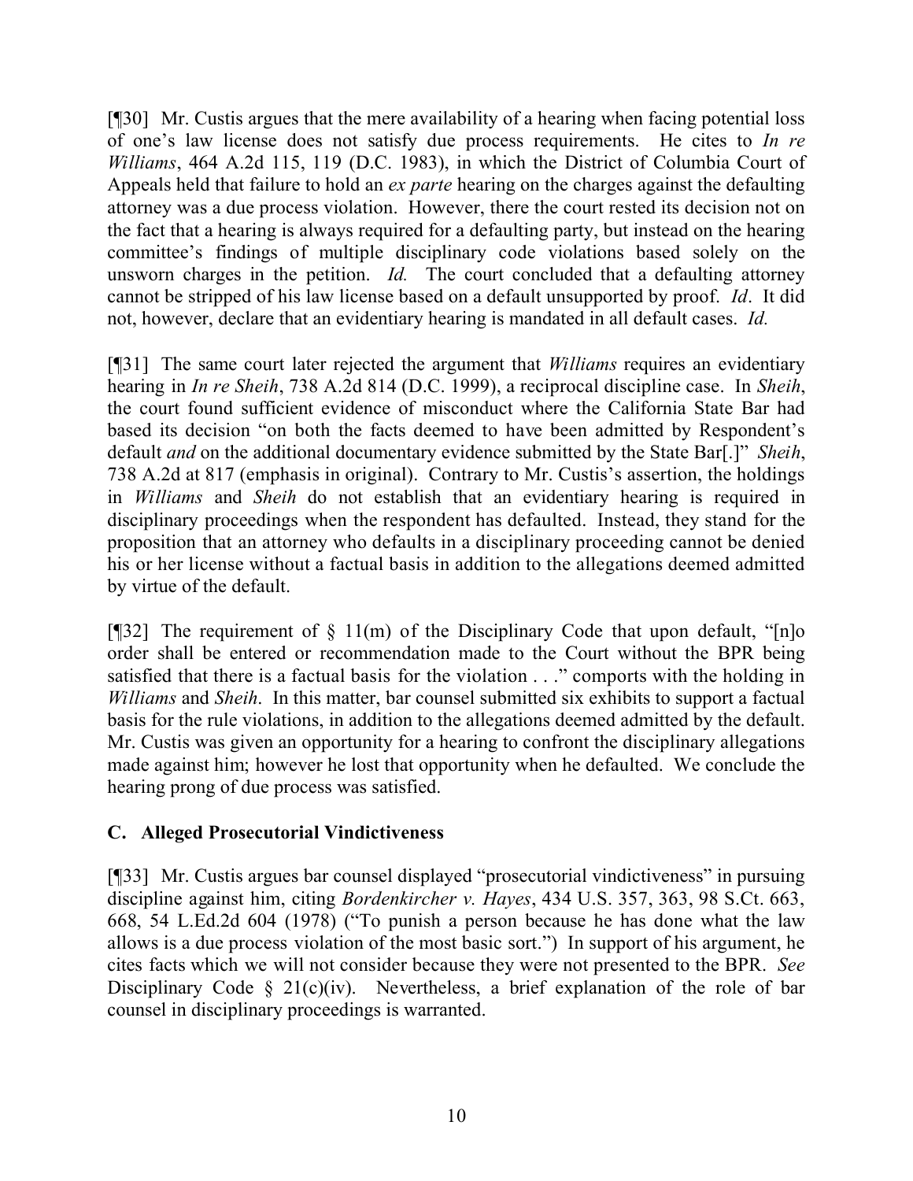[¶30] Mr. Custis argues that the mere availability of a hearing when facing potential loss of one's law license does not satisfy due process requirements. He cites to *In re Williams*, 464 A.2d 115, 119 (D.C. 1983), in which the District of Columbia Court of Appeals held that failure to hold an *ex parte* hearing on the charges against the defaulting attorney was a due process violation. However, there the court rested its decision not on the fact that a hearing is always required for a defaulting party, but instead on the hearing committee's findings of multiple disciplinary code violations based solely on the unsworn charges in the petition. *Id.* The court concluded that a defaulting attorney cannot be stripped of his law license based on a default unsupported by proof. *Id*. It did not, however, declare that an evidentiary hearing is mandated in all default cases. *Id.*

[¶31] The same court later rejected the argument that *Williams* requires an evidentiary hearing in *In re Sheih*, 738 A.2d 814 (D.C. 1999), a reciprocal discipline case. In *Sheih*, the court found sufficient evidence of misconduct where the California State Bar had based its decision "on both the facts deemed to have been admitted by Respondent's default *and* on the additional documentary evidence submitted by the State Bar[.]" *Sheih*, 738 A.2d at 817 (emphasis in original). Contrary to Mr. Custis's assertion, the holdings in *Williams* and *Sheih* do not establish that an evidentiary hearing is required in disciplinary proceedings when the respondent has defaulted. Instead, they stand for the proposition that an attorney who defaults in a disciplinary proceeding cannot be denied his or her license without a factual basis in addition to the allegations deemed admitted by virtue of the default.

[¶32] The requirement of § 11(m) of the Disciplinary Code that upon default, "[n]o order shall be entered or recommendation made to the Court without the BPR being satisfied that there is a factual basis for the violation . . ." comports with the holding in *Williams* and *Sheih*. In this matter, bar counsel submitted six exhibits to support a factual basis for the rule violations, in addition to the allegations deemed admitted by the default. Mr. Custis was given an opportunity for a hearing to confront the disciplinary allegations made against him; however he lost that opportunity when he defaulted. We conclude the hearing prong of due process was satisfied.

### C. Alleged Prosecutorial Vindictiveness

[¶33] Mr. Custis argues bar counsel displayed "prosecutorial vindictiveness" in pursuing discipline against him, citing *Bordenkircher v. Hayes*, 434 U.S. 357, 363, 98 S.Ct. 663, 668, 54 L.Ed.2d 604 (1978) ("To punish a person because he has done what the law allows is a due process violation of the most basic sort.") In support of his argument, he cites facts which we will not consider because they were not presented to the BPR. *See* Disciplinary Code § 21(c)(iv). Nevertheless, a brief explanation of the role of bar counsel in disciplinary proceedings is warranted.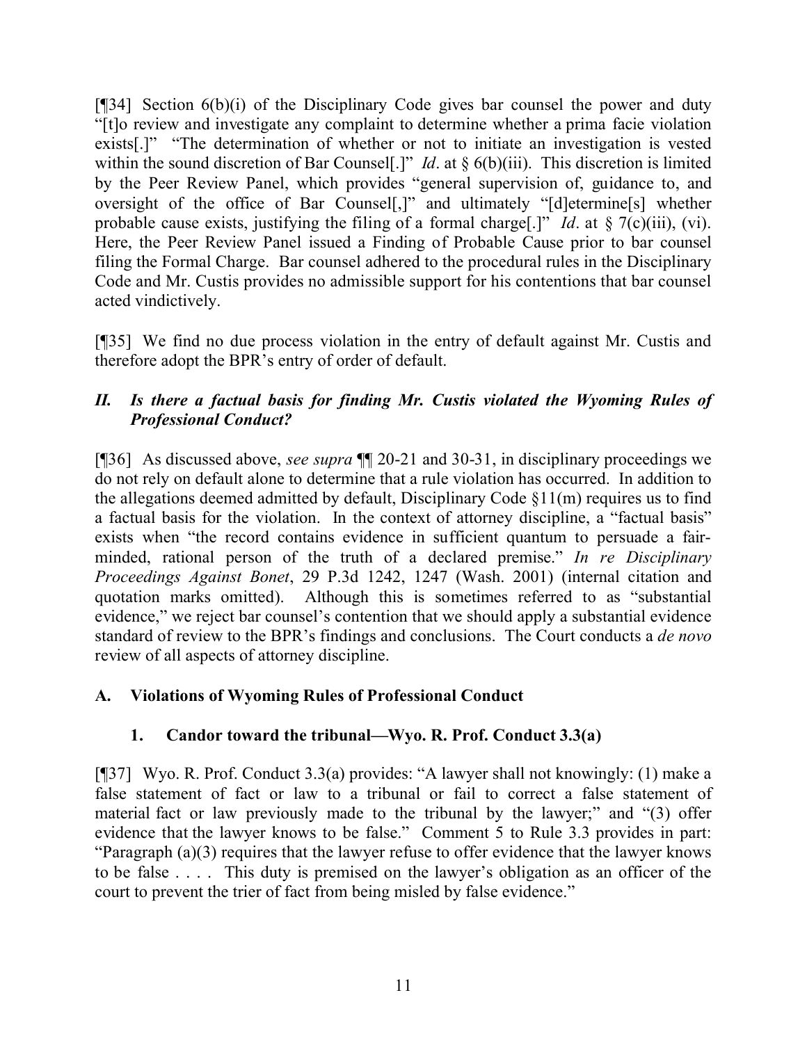[¶34] Section 6(b)(i) of the Disciplinary Code gives bar counsel the power and duty "[t]o review and investigate any complaint to determine whether a prima facie violation exists[.]" "The determination of whether or not to initiate an investigation is vested within the sound discretion of Bar Counsel[.]" *Id*. at § 6(b)(iii). This discretion is limited by the Peer Review Panel, which provides "general supervision of, guidance to, and oversight of the office of Bar Counsel[,]" and ultimately "[d]etermine[s] whether probable cause exists, justifying the filing of a formal charge[.]" *Id*. at § 7(c)(iii), (vi). Here, the Peer Review Panel issued a Finding of Probable Cause prior to bar counsel filing the Formal Charge. Bar counsel adhered to the procedural rules in the Disciplinary Code and Mr. Custis provides no admissible support for his contentions that bar counsel acted vindictively.

[¶35] We find no due process violation in the entry of default against Mr. Custis and therefore adopt the BPR's entry of order of default.

## *II. Is there a factual basis for finding Mr. Custis violated the Wyoming Rules of Professional Conduct?*

[¶36] As discussed above, *see supra* ¶¶ 20-21 and 30-31, in disciplinary proceedings we do not rely on default alone to determine that a rule violation has occurred. In addition to the allegations deemed admitted by default, Disciplinary Code §11(m) requires us to find a factual basis for the violation. In the context of attorney discipline, a "factual basis" exists when "the record contains evidence in sufficient quantum to persuade a fair-minded, rational person of the truth of a declared premise." *In re Disciplinary Proceedings Against Bonet*, 29 P.3d 1242, 1247 (Wash. 2001) (internal citation and quotation marks omitted). Although this is sometimes referred to as "substantial evidence," we reject bar counsel's contention that we should apply a substantial evidence standard of review to the BPR's findings and conclusions. The Court conducts a *de novo* review of all aspects of attorney discipline.

### A. Violations of Wyoming Rules of Professional Conduct

#### 1. Candor toward the tribunal—Wyo. R. Prof. Conduct 3.3(a)

[¶37] Wyo. R. Prof. Conduct 3.3(a) provides: "A lawyer shall not knowingly: (1) make a false statement of fact or law to a tribunal or fail to correct a false statement of material fact or law previously made to the tribunal by the lawyer;" and "(3) offer evidence that the lawyer knows to be false." Comment 5 to Rule 3.3 provides in part: "Paragraph (a)(3) requires that the lawyer refuse to offer evidence that the lawyer knows to be false . . . . This duty is premised on the lawyer's obligation as an officer of the court to prevent the trier of fact from being misled by false evidence."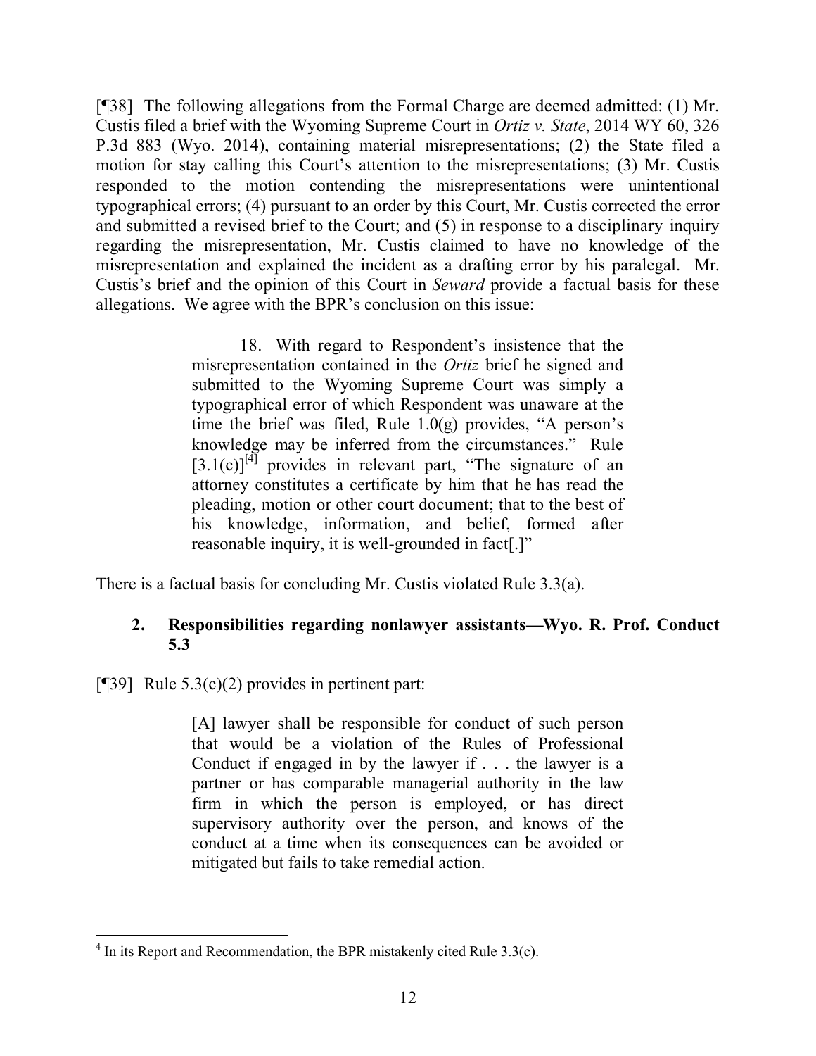[¶38] The following allegations from the Formal Charge are deemed admitted: (1) Mr. Custis filed a brief with the Wyoming Supreme Court in *Ortiz v. State*, 2014 WY 60, 326 P.3d 883 (Wyo. 2014), containing material misrepresentations; (2) the State filed a motion for stay calling this Court's attention to the misrepresentations; (3) Mr. Custis responded to the motion contending the misrepresentations were unintentional typographical errors; (4) pursuant to an order by this Court, Mr. Custis corrected the error and submitted a revised brief to the Court; and (5) in response to a disciplinary inquiry regarding the misrepresentation, Mr. Custis claimed to have no knowledge of the misrepresentation and explained the incident as a drafting error by his paralegal. Mr. Custis's brief and the opinion of this Court in *Seward* provide a factual basis for these allegations. We agree with the BPR's conclusion on this issue:

> 18. With regard to Respondent's insistence that the misrepresentation contained in the *Ortiz* brief he signed and submitted to the Wyoming Supreme Court was simply a typographical error of which Respondent was unaware at the time the brief was filed, Rule 1.0(g) provides, "A person's knowledge may be inferred from the circumstances." Rule [3.1(c)][4] provides in relevant part, "The signature of an attorney constitutes a certificate by him that he has read the pleading, motion or other court document; that to the best of his knowledge, information, and belief, formed after reasonable inquiry, it is well-grounded in fact[.]"

There is a factual basis for concluding Mr. Custis violated Rule 3.3(a).

### 2. Responsibilities regarding nonlawyer assistants—Wyo. R. Prof. Conduct 5.3

[¶39] Rule 5.3(c)(2) provides in pertinent part:

> [A] lawyer shall be responsible for conduct of such person that would be a violation of the Rules of Professional Conduct if engaged in by the lawyer if . . . the lawyer is a partner or has comparable managerial authority in the law firm in which the person is employed, or has direct supervisory authority over the person, and knows of the conduct at a time when its consequences can be avoided or mitigated but fails to take remedial action.

---

[4] In its Report and Recommendation, the BPR mistakenly cited Rule 3.3(c).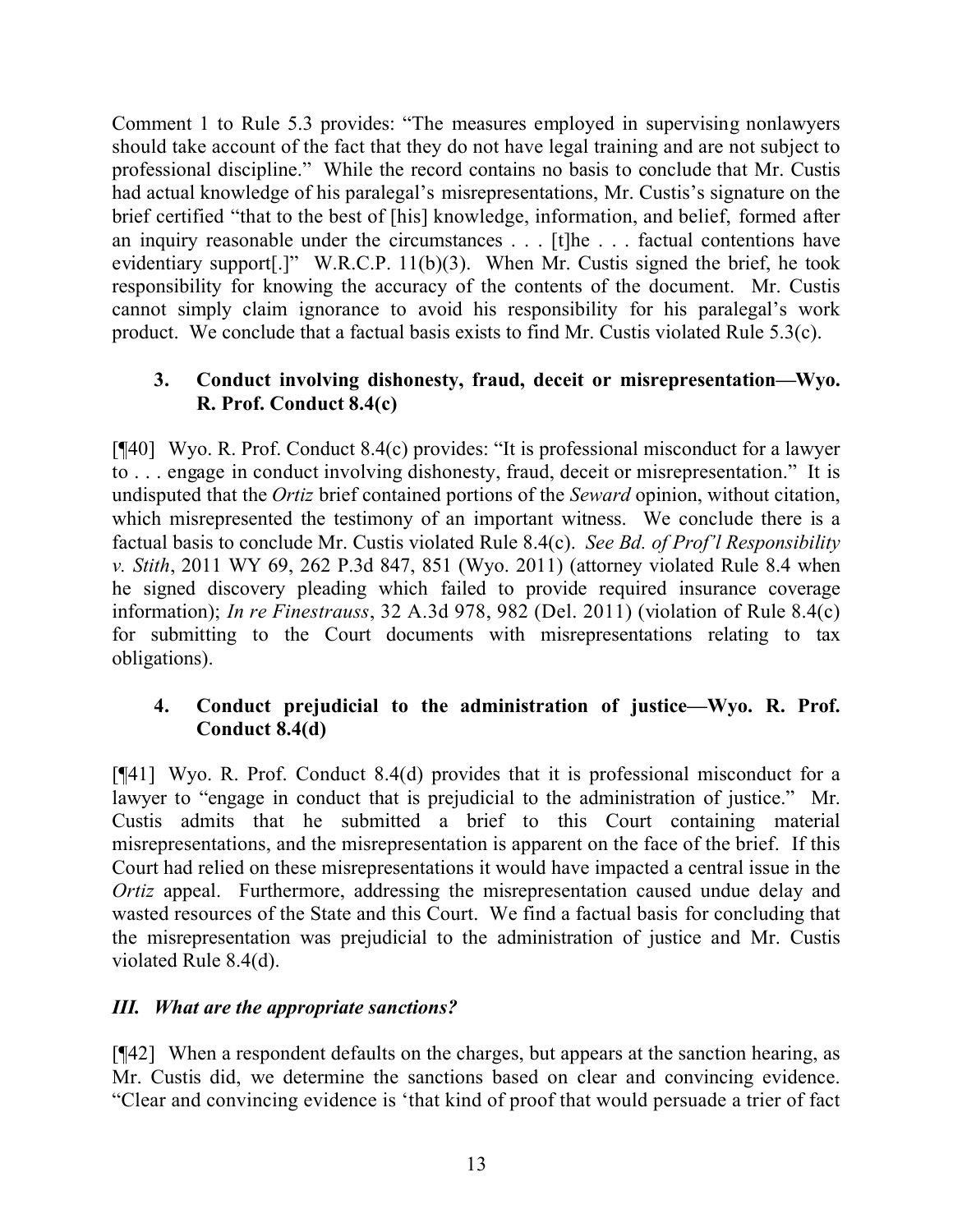Comment 1 to Rule 5.3 provides: "The measures employed in supervising nonlawyers should take account of the fact that they do not have legal training and are not subject to professional discipline." While the record contains no basis to conclude that Mr. Custis had actual knowledge of his paralegal's misrepresentations, Mr. Custis's signature on the brief certified "that to the best of [his] knowledge, information, and belief, formed after an inquiry reasonable under the circumstances . . . [t]he . . . factual contentions have evidentiary support[.]" W.R.C.P. 11(b)(3). When Mr. Custis signed the brief, he took responsibility for knowing the accuracy of the contents of the document. Mr. Custis cannot simply claim ignorance to avoid his responsibility for his paralegal's work product. We conclude that a factual basis exists to find Mr. Custis violated Rule 5.3(c).

### 3. Conduct involving dishonesty, fraud, deceit or misrepresentation—Wyo. R. Prof. Conduct 8.4(c)

[¶40] Wyo. R. Prof. Conduct 8.4(c) provides: "It is professional misconduct for a lawyer to . . . engage in conduct involving dishonesty, fraud, deceit or misrepresentation." It is undisputed that the *Ortiz* brief contained portions of the *Seward* opinion, without citation, which misrepresented the testimony of an important witness. We conclude there is a factual basis to conclude Mr. Custis violated Rule 8.4(c). *See Bd. of Prof'l Responsibility v. Stith*, 2011 WY 69, 262 P.3d 847, 851 (Wyo. 2011) (attorney violated Rule 8.4 when he signed discovery pleading which failed to provide required insurance coverage information); *In re Finestrauss*, 32 A.3d 978, 982 (Del. 2011) (violation of Rule 8.4(c) for submitting to the Court documents with misrepresentations relating to tax obligations).

### 4. Conduct prejudicial to the administration of justice—Wyo. R. Prof. Conduct 8.4(d)

[¶41] Wyo. R. Prof. Conduct 8.4(d) provides that it is professional misconduct for a lawyer to "engage in conduct that is prejudicial to the administration of justice." Mr. Custis admits that he submitted a brief to this Court containing material misrepresentations, and the misrepresentation is apparent on the face of the brief. If this Court had relied on these misrepresentations it would have impacted a central issue in the *Ortiz* appeal. Furthermore, addressing the misrepresentation caused undue delay and wasted resources of the State and this Court. We find a factual basis for concluding that the misrepresentation was prejudicial to the administration of justice and Mr. Custis violated Rule 8.4(d).

## *III. What are the appropriate sanctions?*

[¶42] When a respondent defaults on the charges, but appears at the sanction hearing, as Mr. Custis did, we determine the sanctions based on clear and convincing evidence. "Clear and convincing evidence is 'that kind of proof that would persuade a trier of fact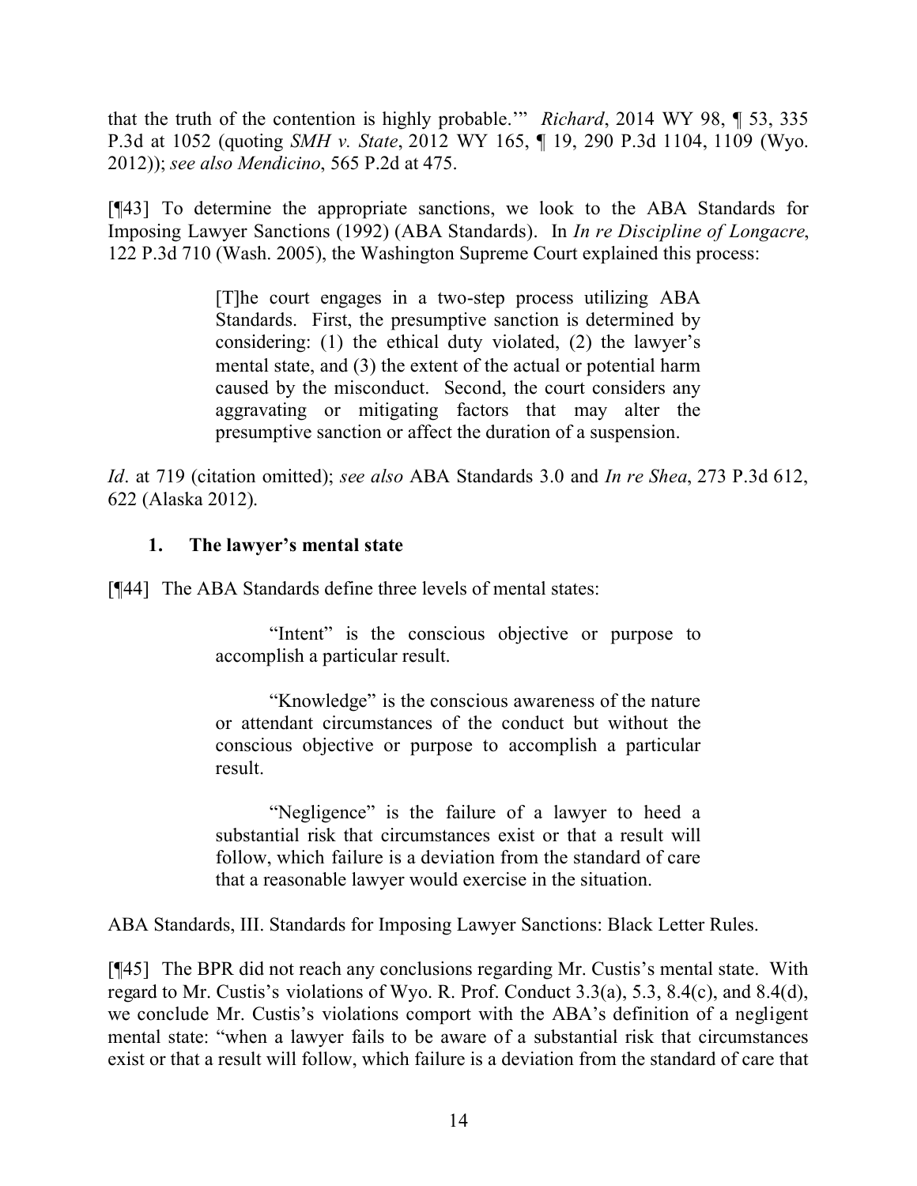that the truth of the contention is highly probable.'" *Richard*, 2014 WY 98, ¶ 53, 335 P.3d at 1052 (quoting *SMH v. State*, 2012 WY 165, ¶ 19, 290 P.3d 1104, 1109 (Wyo. 2012)); *see also Mendicino*, 565 P.2d at 475.

[¶43] To determine the appropriate sanctions, we look to the ABA Standards for Imposing Lawyer Sanctions (1992) (ABA Standards). In *In re Discipline of Longacre*, 122 P.3d 710 (Wash. 2005), the Washington Supreme Court explained this process:

> [T]he court engages in a two-step process utilizing ABA Standards. First, the presumptive sanction is determined by considering: (1) the ethical duty violated, (2) the lawyer's mental state, and (3) the extent of the actual or potential harm caused by the misconduct. Second, the court considers any aggravating or mitigating factors that may alter the presumptive sanction or affect the duration of a suspension.

*Id*. at 719 (citation omitted); *see also* ABA Standards 3.0 and *In re Shea*, 273 P.3d 612, 622 (Alaska 2012).

### 1. The lawyer's mental state

[¶44] The ABA Standards define three levels of mental states:

> "Intent" is the conscious objective or purpose to accomplish a particular result.
>
> "Knowledge" is the conscious awareness of the nature or attendant circumstances of the conduct but without the conscious objective or purpose to accomplish a particular result.
>
> "Negligence" is the failure of a lawyer to heed a substantial risk that circumstances exist or that a result will follow, which failure is a deviation from the standard of care that a reasonable lawyer would exercise in the situation.

ABA Standards, III. Standards for Imposing Lawyer Sanctions: Black Letter Rules.

[¶45] The BPR did not reach any conclusions regarding Mr. Custis's mental state. With regard to Mr. Custis's violations of Wyo. R. Prof. Conduct 3.3(a), 5.3, 8.4(c), and 8.4(d), we conclude Mr. Custis's violations comport with the ABA's definition of a negligent mental state: "when a lawyer fails to be aware of a substantial risk that circumstances exist or that a result will follow, which failure is a deviation from the standard of care that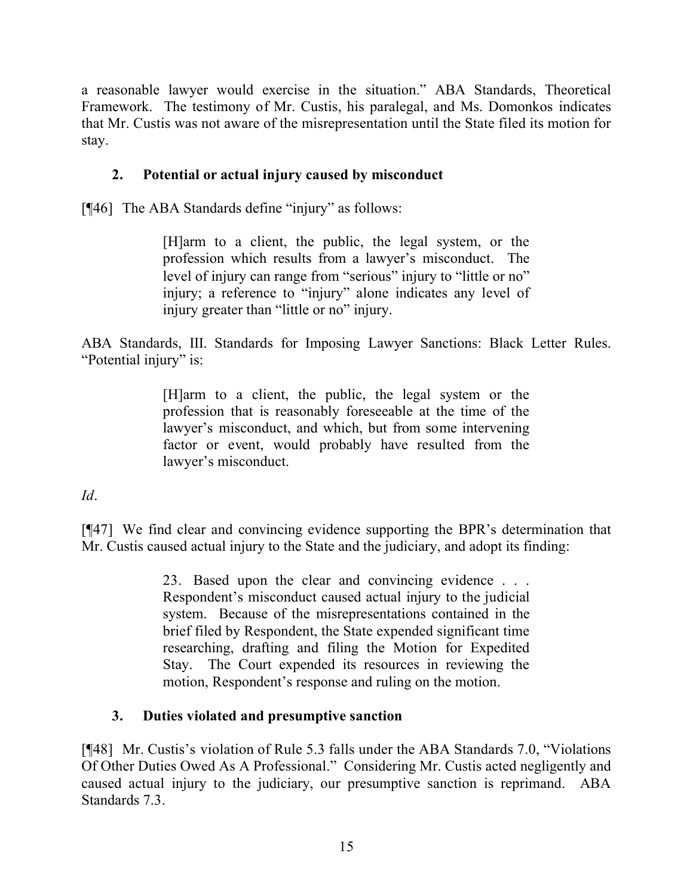a reasonable lawyer would exercise in the situation." ABA Standards, Theoretical Framework. The testimony of Mr. Custis, his paralegal, and Ms. Domonkos indicates that Mr. Custis was not aware of the misrepresentation until the State filed its motion for stay.

### 2. Potential or actual injury caused by misconduct

[¶46] The ABA Standards define "injury" as follows:

> [H]arm to a client, the public, the legal system, or the profession which results from a lawyer's misconduct. The level of injury can range from "serious" injury to "little or no" injury; a reference to "injury" alone indicates any level of injury greater than "little or no" injury.

ABA Standards, III. Standards for Imposing Lawyer Sanctions: Black Letter Rules. "Potential injury" is:

> [H]arm to a client, the public, the legal system or the profession that is reasonably foreseeable at the time of the lawyer's misconduct, and which, but from some intervening factor or event, would probably have resulted from the lawyer's misconduct.

*Id*.

[¶47] We find clear and convincing evidence supporting the BPR's determination that Mr. Custis caused actual injury to the State and the judiciary, and adopt its finding:

> 23. Based upon the clear and convincing evidence . . . Respondent's misconduct caused actual injury to the judicial system. Because of the misrepresentations contained in the brief filed by Respondent, the State expended significant time researching, drafting and filing the Motion for Expedited Stay. The Court expended its resources in reviewing the motion, Respondent's response and ruling on the motion.

### 3. Duties violated and presumptive sanction

[¶48] Mr. Custis's violation of Rule 5.3 falls under the ABA Standards 7.0, "Violations Of Other Duties Owed As A Professional." Considering Mr. Custis acted negligently and caused actual injury to the judiciary, our presumptive sanction is reprimand. ABA Standards 7.3.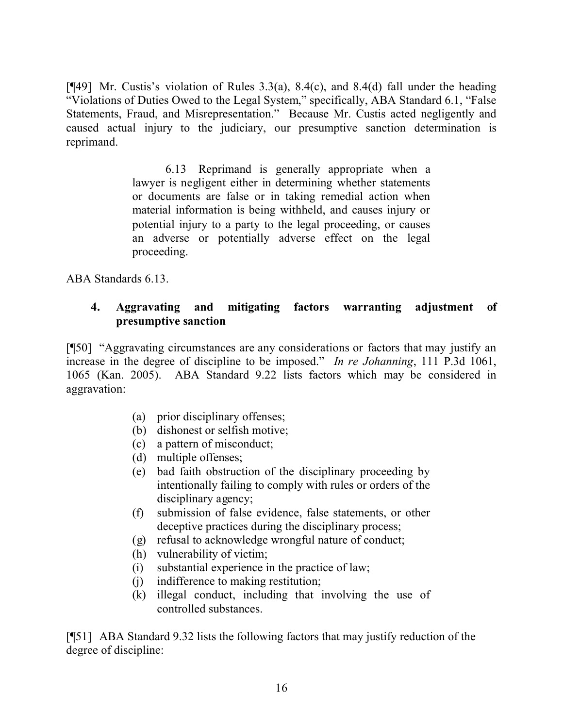[¶49] Mr. Custis's violation of Rules 3.3(a), 8.4(c), and 8.4(d) fall under the heading "Violations of Duties Owed to the Legal System," specifically, ABA Standard 6.1, "False Statements, Fraud, and Misrepresentation." Because Mr. Custis acted negligently and caused actual injury to the judiciary, our presumptive sanction determination is reprimand.

> 6.13 Reprimand is generally appropriate when a lawyer is negligent either in determining whether statements or documents are false or in taking remedial action when material information is being withheld, and causes injury or potential injury to a party to the legal proceeding, or causes an adverse or potentially adverse effect on the legal proceeding.

ABA Standards 6.13.

**4. Aggravating and mitigating factors warranting adjustment of presumptive sanction**

[¶50] "Aggravating circumstances are any considerations or factors that may justify an increase in the degree of discipline to be imposed." *In re Johanning*, 111 P.3d 1061, 1065 (Kan. 2005). ABA Standard 9.22 lists factors which may be considered in aggravation:

> (a) prior disciplinary offenses;
> (b) dishonest or selfish motive;
> (c) a pattern of misconduct;
> (d) multiple offenses;
> (e) bad faith obstruction of the disciplinary proceeding by intentionally failing to comply with rules or orders of the disciplinary agency;
> (f) submission of false evidence, false statements, or other deceptive practices during the disciplinary process;
> (g) refusal to acknowledge wrongful nature of conduct;
> (h) vulnerability of victim;
> (i) substantial experience in the practice of law;
> (j) indifference to making restitution;
> (k) illegal conduct, including that involving the use of controlled substances.

[¶51] ABA Standard 9.32 lists the following factors that may justify reduction of the degree of discipline: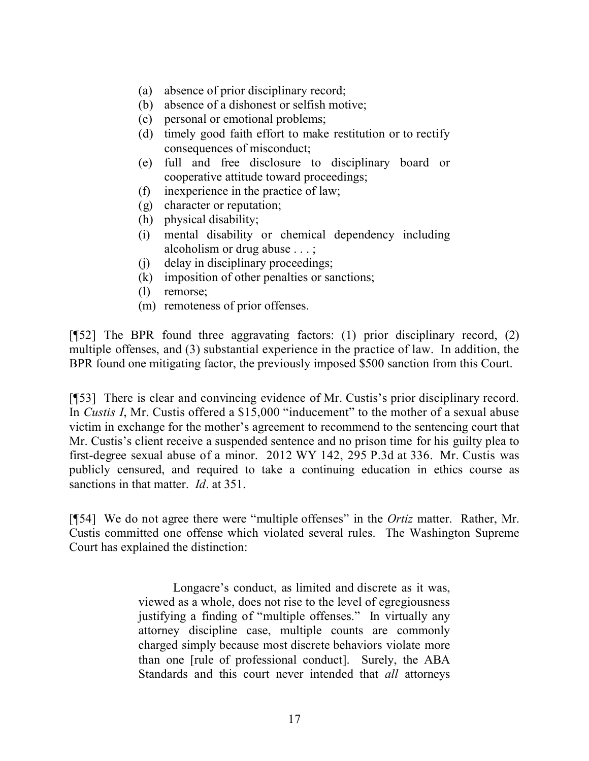(a) absence of prior disciplinary record;
(b) absence of a dishonest or selfish motive;
(c) personal or emotional problems;
(d) timely good faith effort to make restitution or to rectify consequences of misconduct;
(e) full and free disclosure to disciplinary board or cooperative attitude toward proceedings;
(f) inexperience in the practice of law;
(g) character or reputation;
(h) physical disability;
(i) mental disability or chemical dependency including alcoholism or drug abuse . . . ;
(j) delay in disciplinary proceedings;
(k) imposition of other penalties or sanctions;
(l) remorse;
(m) remoteness of prior offenses.

[¶52] The BPR found three aggravating factors: (1) prior disciplinary record, (2) multiple offenses, and (3) substantial experience in the practice of law. In addition, the BPR found one mitigating factor, the previously imposed $500 sanction from this Court.

[¶53] There is clear and convincing evidence of Mr. Custis's prior disciplinary record. In *Custis I*, Mr. Custis offered a $15,000 "inducement" to the mother of a sexual abuse victim in exchange for the mother's agreement to recommend to the sentencing court that Mr. Custis's client receive a suspended sentence and no prison time for his guilty plea to first-degree sexual abuse of a minor. 2012 WY 142, 295 P.3d at 336. Mr. Custis was publicly censured, and required to take a continuing education in ethics course as sanctions in that matter. *Id*. at 351.

[¶54] We do not agree there were "multiple offenses" in the *Ortiz* matter. Rather, Mr. Custis committed one offense which violated several rules. The Washington Supreme Court has explained the distinction:

> Longacre's conduct, as limited and discrete as it was, viewed as a whole, does not rise to the level of egregiousness justifying a finding of "multiple offenses." In virtually any attorney discipline case, multiple counts are commonly charged simply because most discrete behaviors violate more than one [rule of professional conduct]. Surely, the ABA Standards and this court never intended that *all* attorneys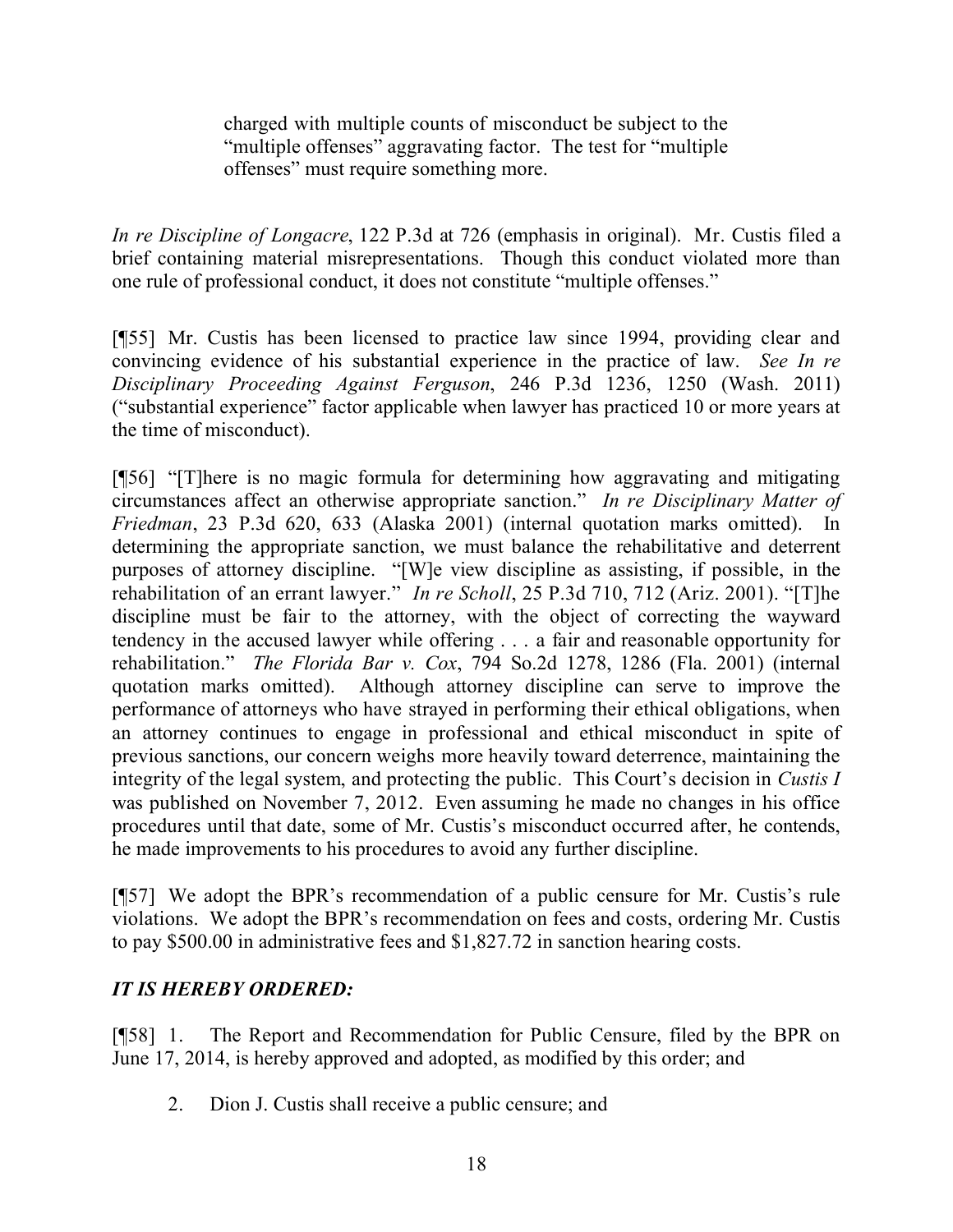> charged with multiple counts of misconduct be subject to the "multiple offenses" aggravating factor. The test for "multiple offenses" must require something more.

*In re Discipline of Longacre*, 122 P.3d at 726 (emphasis in original). Mr. Custis filed a brief containing material misrepresentations. Though this conduct violated more than one rule of professional conduct, it does not constitute "multiple offenses."

[¶55] Mr. Custis has been licensed to practice law since 1994, providing clear and convincing evidence of his substantial experience in the practice of law. *See In re Disciplinary Proceeding Against Ferguson*, 246 P.3d 1236, 1250 (Wash. 2011) ("substantial experience" factor applicable when lawyer has practiced 10 or more years at the time of misconduct).

[¶56] "[T]here is no magic formula for determining how aggravating and mitigating circumstances affect an otherwise appropriate sanction." *In re Disciplinary Matter of Friedman*, 23 P.3d 620, 633 (Alaska 2001) (internal quotation marks omitted). In determining the appropriate sanction, we must balance the rehabilitative and deterrent purposes of attorney discipline. "[W]e view discipline as assisting, if possible, in the rehabilitation of an errant lawyer." *In re Scholl*, 25 P.3d 710, 712 (Ariz. 2001). "[T]he discipline must be fair to the attorney, with the object of correcting the wayward tendency in the accused lawyer while offering . . . a fair and reasonable opportunity for rehabilitation." *The Florida Bar v. Cox*, 794 So.2d 1278, 1286 (Fla. 2001) (internal quotation marks omitted). Although attorney discipline can serve to improve the performance of attorneys who have strayed in performing their ethical obligations, when an attorney continues to engage in professional and ethical misconduct in spite of previous sanctions, our concern weighs more heavily toward deterrence, maintaining the integrity of the legal system, and protecting the public. This Court's decision in *Custis I* was published on November 7, 2012. Even assuming he made no changes in his office procedures until that date, some of Mr. Custis's misconduct occurred after, he contends, he made improvements to his procedures to avoid any further discipline.

[¶57] We adopt the BPR's recommendation of a public censure for Mr. Custis's rule violations. We adopt the BPR's recommendation on fees and costs, ordering Mr. Custis to pay $500.00 in administrative fees and $1,827.72 in sanction hearing costs.

***IT IS HEREBY ORDERED:***

[¶58] 1. The Report and Recommendation for Public Censure, filed by the BPR on June 17, 2014, is hereby approved and adopted, as modified by this order; and

2. Dion J. Custis shall receive a public censure; and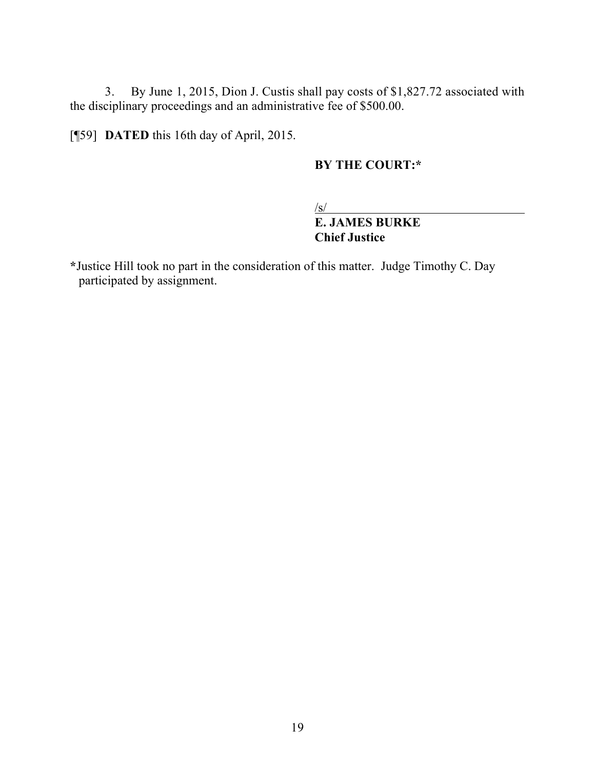3. By June 1, 2015, Dion J. Custis shall pay costs of $1,827.72 associated with the disciplinary proceedings and an administrative fee of $500.00.

[¶59] **DATED** this 16th day of April, 2015.

**BY THE COURT:***

/s/

**E. JAMES BURKE**
**Chief Justice**

***Justice Hill took no part in the consideration of this matter. Judge Timothy C. Day participated by assignment.